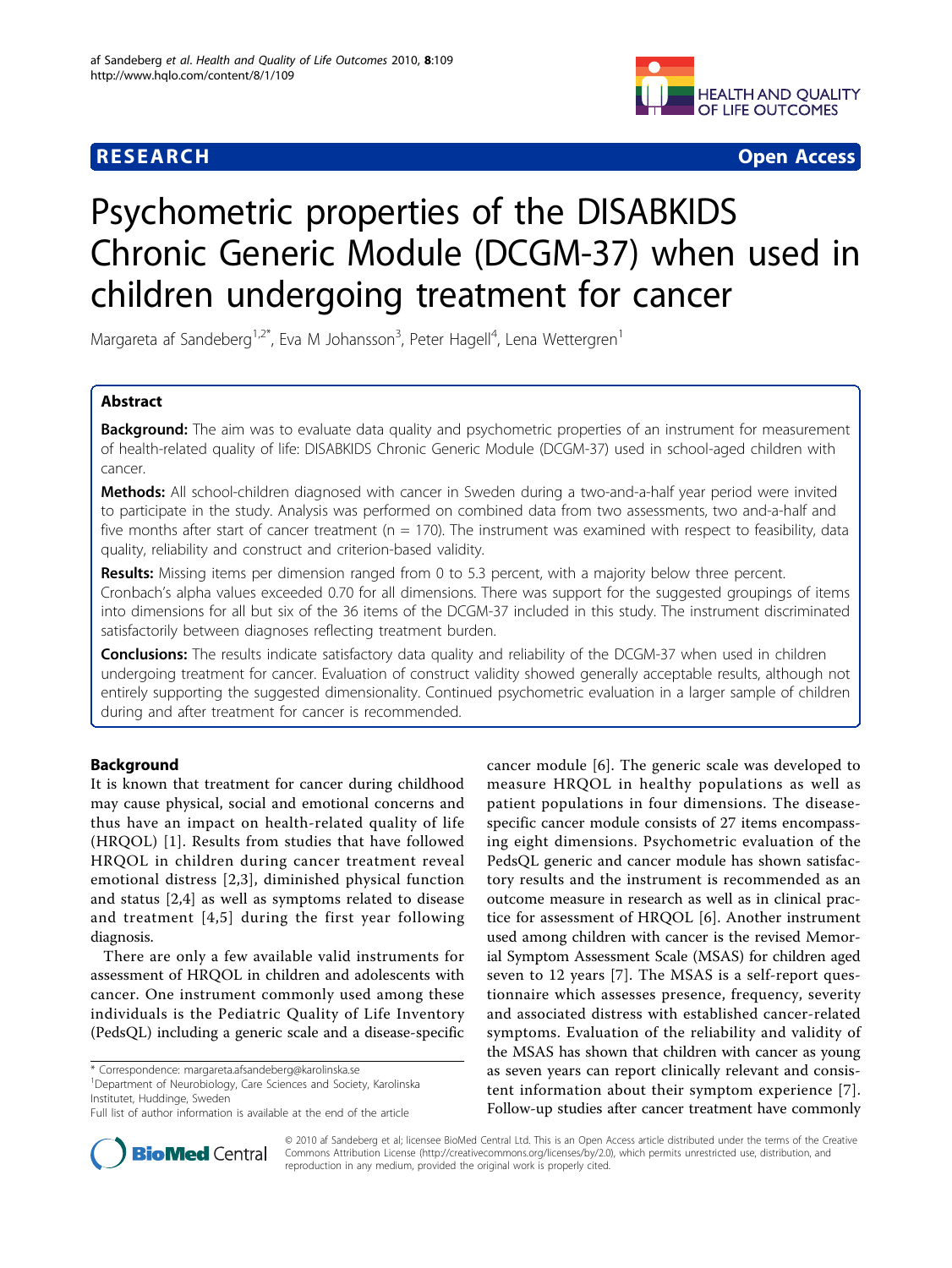RESEARCH Open Access

# Psychometric properties of the DISABKIDS Chronic Generic Module (DCGM-37) when used in children undergoing treatment for cancer

Margareta af Sandeberg[1,2*], Eva M Johansson[3], Peter Hagell[4], Lena Wettergren[1]

## Abstract

**Background:** The aim was to evaluate data quality and psychometric properties of an instrument for measurement of health-related quality of life: DISABKIDS Chronic Generic Module (DCGM-37) used in school-aged children with cancer.

**Methods:** All school-children diagnosed with cancer in Sweden during a two-and-a-half year period were invited to participate in the study. Analysis was performed on combined data from two assessments, two and-a-half and five months after start of cancer treatment (n = 170). The instrument was examined with respect to feasibility, data quality, reliability and construct and criterion-based validity.

**Results:** Missing items per dimension ranged from 0 to 5.3 percent, with a majority below three percent. Cronbach's alpha values exceeded 0.70 for all dimensions. There was support for the suggested groupings of items into dimensions for all but six of the 36 items of the DCGM-37 included in this study. The instrument discriminated satisfactorily between diagnoses reflecting treatment burden.

**Conclusions:** The results indicate satisfactory data quality and reliability of the DCGM-37 when used in children undergoing treatment for cancer. Evaluation of construct validity showed generally acceptable results, although not entirely supporting the suggested dimensionality. Continued psychometric evaluation in a larger sample of children during and after treatment for cancer is recommended.

## Background

It is known that treatment for cancer during childhood may cause physical, social and emotional concerns and thus have an impact on health-related quality of life (HRQOL) [1]. Results from studies that have followed HRQOL in children during cancer treatment reveal emotional distress [2,3], diminished physical function and status [2,4] as well as symptoms related to disease and treatment [4,5] during the first year following diagnosis.

There are only a few available valid instruments for assessment of HRQOL in children and adolescents with cancer. One instrument commonly used among these individuals is the Pediatric Quality of Life Inventory (PedsQL) including a generic scale and a disease-specific cancer module [6]. The generic scale was developed to measure HRQOL in healthy populations as well as patient populations in four dimensions. The disease-specific cancer module consists of 27 items encompassing eight dimensions. Psychometric evaluation of the PedsQL generic and cancer module has shown satisfactory results and the instrument is recommended as an outcome measure in research as well as in clinical practice for assessment of HRQOL [6]. Another instrument used among children with cancer is the revised Memorial Symptom Assessment Scale (MSAS) for children aged seven to 12 years [7]. The MSAS is a self-report questionnaire which assesses presence, frequency, severity and associated distress with established cancer-related symptoms. Evaluation of the reliability and validity of the MSAS has shown that children with cancer as young as seven years can report clinically relevant and consistent information about their symptom experience [7]. Follow-up studies after cancer treatment have commonly

\* Correspondence: margareta.afsandeberg@karolinska.se
[1]Department of Neurobiology, Care Sciences and Society, Karolinska Institutet, Huddinge, Sweden
Full list of author information is available at the end of the article

© 2010 af Sandeberg et al; licensee BioMed Central Ltd. This is an Open Access article distributed under the terms of the Creative Commons Attribution License (http://creativecommons.org/licenses/by/2.0), which permits unrestricted use, distribution, and reproduction in any medium, provided the original work is properly cited.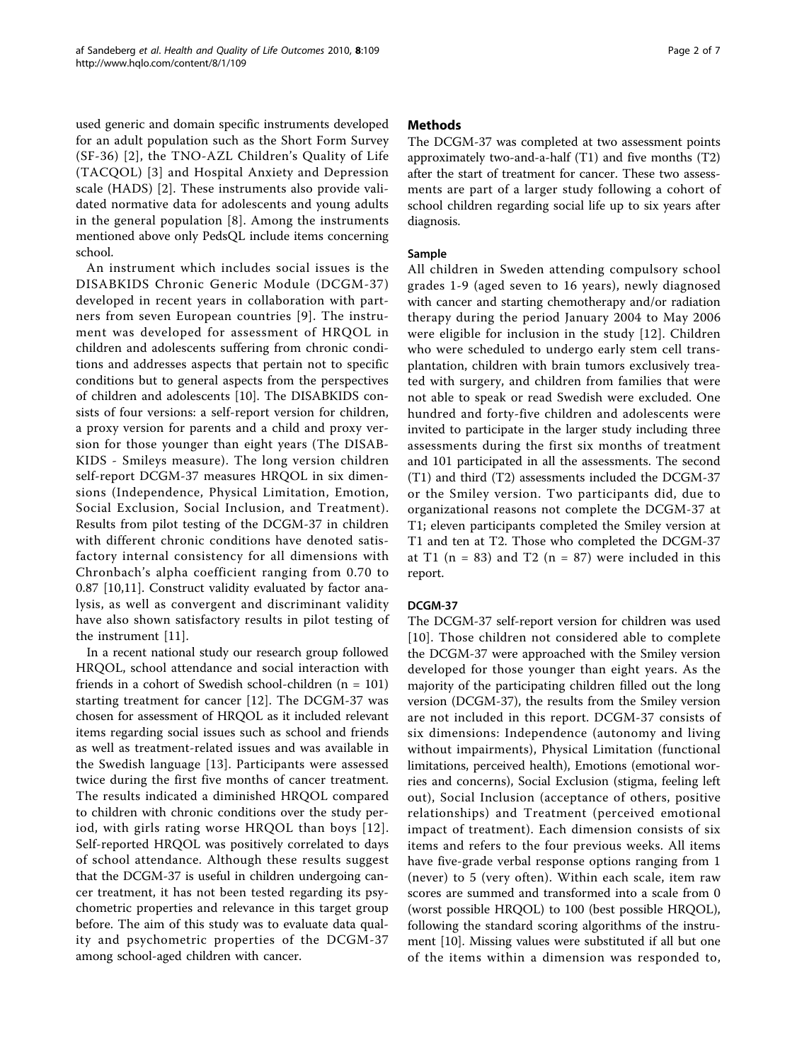used generic and domain specific instruments developed for an adult population such as the Short Form Survey (SF-36) [2], the TNO-AZL Children's Quality of Life (TACQOL) [3] and Hospital Anxiety and Depression scale (HADS) [2]. These instruments also provide validated normative data for adolescents and young adults in the general population [8]. Among the instruments mentioned above only PedsQL include items concerning school.

An instrument which includes social issues is the DISABKIDS Chronic Generic Module (DCGM-37) developed in recent years in collaboration with partners from seven European countries [9]. The instrument was developed for assessment of HRQOL in children and adolescents suffering from chronic conditions and addresses aspects that pertain not to specific conditions but to general aspects from the perspectives of children and adolescents [10]. The DISABKIDS consists of four versions: a self-report version for children, a proxy version for parents and a child and proxy version for those younger than eight years (The DISABKIDS - Smileys measure). The long version children self-report DCGM-37 measures HRQOL in six dimensions (Independence, Physical Limitation, Emotion, Social Exclusion, Social Inclusion, and Treatment). Results from pilot testing of the DCGM-37 in children with different chronic conditions have denoted satisfactory internal consistency for all dimensions with Chronbach's alpha coefficient ranging from 0.70 to 0.87 [10,11]. Construct validity evaluated by factor analysis, as well as convergent and discriminant validity have also shown satisfactory results in pilot testing of the instrument [11].

In a recent national study our research group followed HRQOL, school attendance and social interaction with friends in a cohort of Swedish school-children (n = 101) starting treatment for cancer [12]. The DCGM-37 was chosen for assessment of HRQOL as it included relevant items regarding social issues such as school and friends as well as treatment-related issues and was available in the Swedish language [13]. Participants were assessed twice during the first five months of cancer treatment. The results indicated a diminished HRQOL compared to children with chronic conditions over the study period, with girls rating worse HRQOL than boys [12]. Self-reported HRQOL was positively correlated to days of school attendance. Although these results suggest that the DCGM-37 is useful in children undergoing cancer treatment, it has not been tested regarding its psychometric properties and relevance in this target group before. The aim of this study was to evaluate data quality and psychometric properties of the DCGM-37 among school-aged children with cancer.

## Methods

The DCGM-37 was completed at two assessment points approximately two-and-a-half (T1) and five months (T2) after the start of treatment for cancer. These two assessments are part of a larger study following a cohort of school children regarding social life up to six years after diagnosis.

### Sample

All children in Sweden attending compulsory school grades 1-9 (aged seven to 16 years), newly diagnosed with cancer and starting chemotherapy and/or radiation therapy during the period January 2004 to May 2006 were eligible for inclusion in the study [12]. Children who were scheduled to undergo early stem cell transplantation, children with brain tumors exclusively treated with surgery, and children from families that were not able to speak or read Swedish were excluded. One hundred and forty-five children and adolescents were invited to participate in the larger study including three assessments during the first six months of treatment and 101 participated in all the assessments. The second (T1) and third (T2) assessments included the DCGM-37 or the Smiley version. Two participants did, due to organizational reasons not complete the DCGM-37 at T1; eleven participants completed the Smiley version at T1 and ten at T2. Those who completed the DCGM-37 at T1 (n = 83) and T2 (n = 87) were included in this report.

### DCGM-37

The DCGM-37 self-report version for children was used [10]. Those children not considered able to complete the DCGM-37 were approached with the Smiley version developed for those younger than eight years. As the majority of the participating children filled out the long version (DCGM-37), the results from the Smiley version are not included in this report. DCGM-37 consists of six dimensions: Independence (autonomy and living without impairments), Physical Limitation (functional limitations, perceived health), Emotions (emotional worries and concerns), Social Exclusion (stigma, feeling left out), Social Inclusion (acceptance of others, positive relationships) and Treatment (perceived emotional impact of treatment). Each dimension consists of six items and refers to the four previous weeks. All items have five-grade verbal response options ranging from 1 (never) to 5 (very often). Within each scale, item raw scores are summed and transformed into a scale from 0 (worst possible HRQOL) to 100 (best possible HRQOL), following the standard scoring algorithms of the instrument [10]. Missing values were substituted if all but one of the items within a dimension was responded to,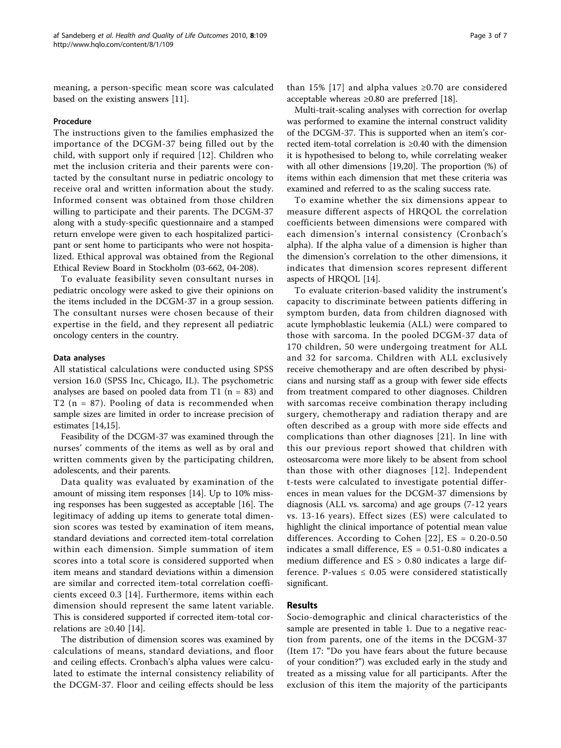meaning, a person-specific mean score was calculated based on the existing answers [11].

### Procedure

The instructions given to the families emphasized the importance of the DCGM-37 being filled out by the child, with support only if required [12]. Children who met the inclusion criteria and their parents were contacted by the consultant nurse in pediatric oncology to receive oral and written information about the study. Informed consent was obtained from those children willing to participate and their parents. The DCGM-37 along with a study-specific questionnaire and a stamped return envelope were given to each hospitalized participant or sent home to participants who were not hospitalized. Ethical approval was obtained from the Regional Ethical Review Board in Stockholm (03-662, 04-208).

To evaluate feasibility seven consultant nurses in pediatric oncology were asked to give their opinions on the items included in the DCGM-37 in a group session. The consultant nurses were chosen because of their expertise in the field, and they represent all pediatric oncology centers in the country.

### Data analyses

All statistical calculations were conducted using SPSS version 16.0 (SPSS Inc, Chicago, IL). The psychometric analyses are based on pooled data from T1 (n = 83) and T2 (n = 87). Pooling of data is recommended when sample sizes are limited in order to increase precision of estimates [14,15].

Feasibility of the DCGM-37 was examined through the nurses' comments of the items as well as by oral and written comments given by the participating children, adolescents, and their parents.

Data quality was evaluated by examination of the amount of missing item responses [14]. Up to 10% missing responses has been suggested as acceptable [16]. The legitimacy of adding up items to generate total dimension scores was tested by examination of item means, standard deviations and corrected item-total correlation within each dimension. Simple summation of item scores into a total score is considered supported when item means and standard deviations within a dimension are similar and corrected item-total correlation coefficients exceed 0.3 [14]. Furthermore, items within each dimension should represent the same latent variable. This is considered supported if corrected item-total correlations are ≥0.40 [14].

The distribution of dimension scores was examined by calculations of means, standard deviations, and floor and ceiling effects. Cronbach's alpha values were calculated to estimate the internal consistency reliability of the DCGM-37. Floor and ceiling effects should be less than 15% [17] and alpha values ≥0.70 are considered acceptable whereas ≥0.80 are preferred [18].

Multi-trait-scaling analyses with correction for overlap was performed to examine the internal construct validity of the DCGM-37. This is supported when an item's corrected item-total correlation is ≥0.40 with the dimension it is hypothesised to belong to, while correlating weaker with all other dimensions [19,20]. The proportion (%) of items within each dimension that met these criteria was examined and referred to as the scaling success rate.

To examine whether the six dimensions appear to measure different aspects of HRQOL the correlation coefficients between dimensions were compared with each dimension's internal consistency (Cronbach's alpha). If the alpha value of a dimension is higher than the dimension's correlation to the other dimensions, it indicates that dimension scores represent different aspects of HRQOL [14].

To evaluate criterion-based validity the instrument's capacity to discriminate between patients differing in symptom burden, data from children diagnosed with acute lymphoblastic leukemia (ALL) were compared to those with sarcoma. In the pooled DCGM-37 data of 170 children, 50 were undergoing treatment for ALL and 32 for sarcoma. Children with ALL exclusively receive chemotherapy and are often described by physicians and nursing staff as a group with fewer side effects from treatment compared to other diagnoses. Children with sarcomas receive combination therapy including surgery, chemotherapy and radiation therapy and are often described as a group with more side effects and complications than other diagnoses [21]. In line with this our previous report showed that children with osteosarcoma were more likely to be absent from school than those with other diagnoses [12]. Independent t-tests were calculated to investigate potential differences in mean values for the DCGM-37 dimensions by diagnosis (ALL vs. sarcoma) and age groups (7-12 years vs. 13-16 years). Effect sizes (ES) were calculated to highlight the clinical importance of potential mean value differences. According to Cohen [22], ES = 0.20-0.50 indicates a small difference, ES = 0.51-0.80 indicates a medium difference and ES > 0.80 indicates a large difference. P-values ≤ 0.05 were considered statistically significant.

## Results

Socio-demographic and clinical characteristics of the sample are presented in table 1. Due to a negative reaction from parents, one of the items in the DCGM-37 (Item 17: "Do you have fears about the future because of your condition?") was excluded early in the study and treated as a missing value for all participants. After the exclusion of this item the majority of the participants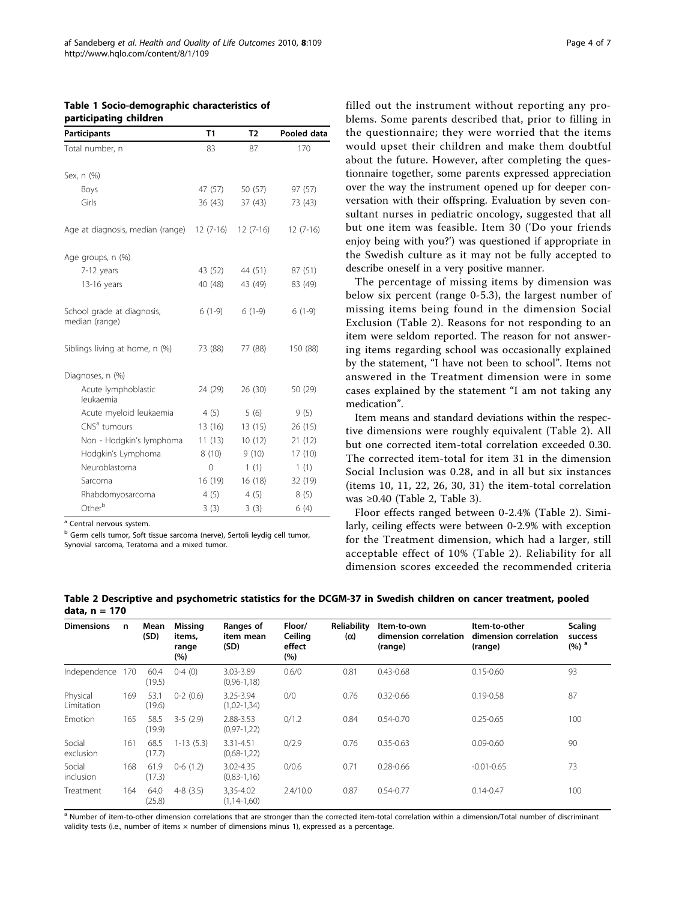**Table 1 Socio-demographic characteristics of participating children**

| Participants | T1 | T2 | Pooled data |
|---|---|---|---|
| Total number, n | 83 | 87 | 170 |
| Sex, n (%) | | | |
| Boys | 47 (57) | 50 (57) | 97 (57) |
| Girls | 36 (43) | 37 (43) | 73 (43) |
| Age at diagnosis, median (range) | 12 (7-16) | 12 (7-16) | 12 (7-16) |
| Age groups, n (%) | | | |
| 7-12 years | 43 (52) | 44 (51) | 87 (51) |
| 13-16 years | 40 (48) | 43 (49) | 83 (49) |
| School grade at diagnosis, median (range) | 6 (1-9) | 6 (1-9) | 6 (1-9) |
| Siblings living at home, n (%) | 73 (88) | 77 (88) | 150 (88) |
| Diagnoses, n (%) | | | |
| Acute lymphoblastic leukaemia | 24 (29) | 26 (30) | 50 (29) |
| Acute myeloid leukaemia | 4 (5) | 5 (6) | 9 (5) |
| CNS[a] tumours | 13 (16) | 13 (15) | 26 (15) |
| Non - Hodgkin's lymphoma | 11 (13) | 10 (12) | 21 (12) |
| Hodgkin's Lymphoma | 8 (10) | 9 (10) | 17 (10) |
| Neuroblastoma | 0 | 1 (1) | 1 (1) |
| Sarcoma | 16 (19) | 16 (18) | 32 (19) |
| Rhabdomyosarcoma | 4 (5) | 4 (5) | 8 (5) |
| Other[b] | 3 (3) | 3 (3) | 6 (4) |

[a] Central nervous system.

[b] Germ cells tumor, Soft tissue sarcoma (nerve), Sertoli leydig cell tumor, Synovial sarcoma, Teratoma and a mixed tumor.

filled out the instrument without reporting any problems. Some parents described that, prior to filling in the questionnaire; they were worried that the items would upset their children and make them doubtful about the future. However, after completing the questionnaire together, some parents expressed appreciation over the way the instrument opened up for deeper conversation with their offspring. Evaluation by seven consultant nurses in pediatric oncology, suggested that all but one item was feasible. Item 30 ('Do your friends enjoy being with you?') was questioned if appropriate in the Swedish culture as it may not be fully accepted to describe oneself in a very positive manner.

The percentage of missing items by dimension was below six percent (range 0-5.3), the largest number of missing items being found in the dimension Social Exclusion (Table 2). Reasons for not responding to an item were seldom reported. The reason for not answering items regarding school was occasionally explained by the statement, "I have not been to school". Items not answered in the Treatment dimension were in some cases explained by the statement "I am not taking any medication".

Item means and standard deviations within the respective dimensions were roughly equivalent (Table 2). All but one corrected item-total correlation exceeded 0.30. The corrected item-total for item 31 in the dimension Social Inclusion was 0.28, and in all but six instances (items 10, 11, 22, 26, 30, 31) the item-total correlation was ≥0.40 (Table 2, Table 3).

Floor effects ranged between 0-2.4% (Table 2). Similarly, ceiling effects were between 0-2.9% with exception for the Treatment dimension, which had a larger, still acceptable effect of 10% (Table 2). Reliability for all dimension scores exceeded the recommended criteria

**Table 2 Descriptive and psychometric statistics for the DCGM-37 in Swedish children on cancer treatment, pooled data, n = 170**

| Dimensions | n | Mean (SD) | Missing items, range (%) | Ranges of item mean (SD) | Floor/ Ceiling effect (%) | Reliability (α) | Item-to-own dimension correlation (range) | Item-to-other dimension correlation (range) | Scaling success (%) [a] |
|---|---|---|---|---|---|---|---|---|---|
| Independence | 170 | 60.4 (19.5) | 0-4 (0) | 3.03-3.89 (0,96-1,18) | 0.6/0 | 0.81 | 0.43-0.68 | 0.15-0.60 | 93 |
| Physical Limitation | 169 | 53.1 (19.6) | 0-2 (0.6) | 3.25-3.94 (1,02-1,34) | 0/0 | 0.76 | 0.32-0.66 | 0.19-0.58 | 87 |
| Emotion | 165 | 58.5 (19.9) | 3-5 (2.9) | 2.88-3.53 (0,97-1,22) | 0/1.2 | 0.84 | 0.54-0.70 | 0.25-0.65 | 100 |
| Social exclusion | 161 | 68.5 (17.7) | 1-13 (5.3) | 3.31-4.51 (0,68-1,22) | 0/2.9 | 0.76 | 0.35-0.63 | 0.09-0.60 | 90 |
| Social inclusion | 168 | 61.9 (17.3) | 0-6 (1.2) | 3.02-4.35 (0,83-1,16) | 0/0.6 | 0.71 | 0.28-0.66 | -0.01-0.65 | 73 |
| Treatment | 164 | 64.0 (25.8) | 4-8 (3.5) | 3,35-4.02 (1,14-1,60) | 2.4/10.0 | 0.87 | 0.54-0.77 | 0.14-0.47 | 100 |

[a] Number of item-to-other dimension correlations that are stronger than the corrected item-total correlation within a dimension/Total number of discriminant validity tests (i.e., number of items × number of dimensions minus 1), expressed as a percentage.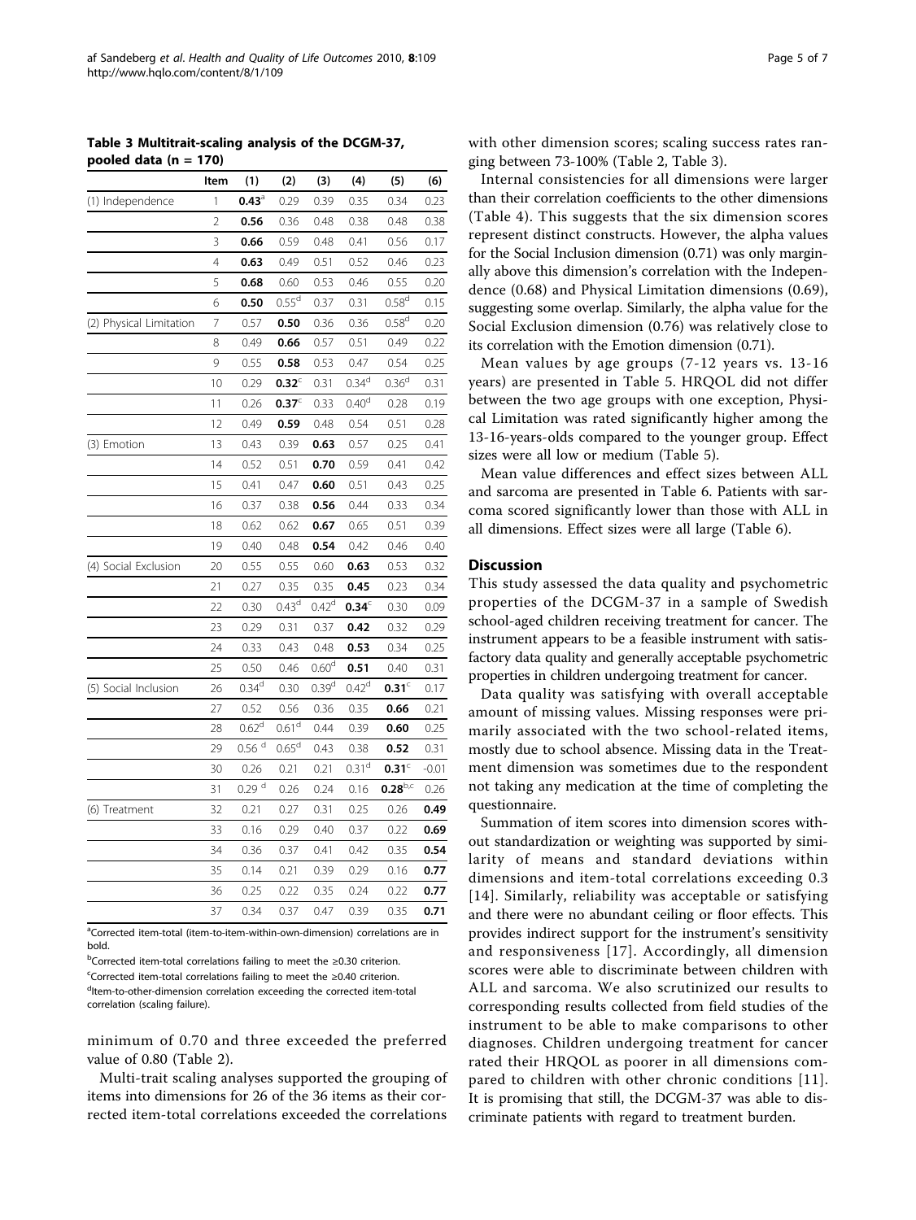**Table 3 Multitrait-scaling analysis of the DCGM-37, pooled data (n = 170)**

| | Item | (1) | (2) | (3) | (4) | (5) | (6) |
|---|---|---|---|---|---|---|---|
| (1) Independence | 1 | **0.43**[a] | 0.29 | 0.39 | 0.35 | 0.34 | 0.23 |
| | 2 | **0.56** | 0.36 | 0.48 | 0.38 | 0.48 | 0.38 |
| | 3 | **0.66** | 0.59 | 0.48 | 0.41 | 0.56 | 0.17 |
| | 4 | **0.63** | 0.49 | 0.51 | 0.52 | 0.46 | 0.23 |
| | 5 | **0.68** | 0.60 | 0.53 | 0.46 | 0.55 | 0.20 |
| | 6 | **0.50** | 0.55[d] | 0.37 | 0.31 | 0.58[d] | 0.15 |
| (2) Physical Limitation | 7 | 0.57 | **0.50** | 0.36 | 0.36 | 0.58[d] | 0.20 |
| | 8 | 0.49 | **0.66** | 0.57 | 0.51 | 0.49 | 0.22 |
| | 9 | 0.55 | **0.58** | 0.53 | 0.47 | 0.54 | 0.25 |
| | 10 | 0.29 | **0.32**[c] | 0.31 | 0.34[d] | 0.36[d] | 0.31 |
| | 11 | 0.26 | **0.37**[c] | 0.33 | 0.40[d] | 0.28 | 0.19 |
| | 12 | 0.49 | **0.59** | 0.48 | 0.54 | 0.51 | 0.28 |
| (3) Emotion | 13 | 0.43 | 0.39 | **0.63** | 0.57 | 0.25 | 0.41 |
| | 14 | 0.52 | 0.51 | **0.70** | 0.59 | 0.41 | 0.42 |
| | 15 | 0.41 | 0.47 | **0.60** | 0.51 | 0.43 | 0.25 |
| | 16 | 0.37 | 0.38 | **0.56** | 0.44 | 0.33 | 0.34 |
| | 18 | 0.62 | 0.62 | **0.67** | 0.65 | 0.51 | 0.39 |
| | 19 | 0.40 | 0.48 | **0.54** | 0.42 | 0.46 | 0.40 |
| (4) Social Exclusion | 20 | 0.55 | 0.55 | 0.60 | **0.63** | 0.53 | 0.32 |
| | 21 | 0.27 | 0.35 | 0.35 | **0.45** | 0.23 | 0.34 |
| | 22 | 0.30 | 0.43[d] | 0.42[d] | **0.34**[c] | 0.30 | 0.09 |
| | 23 | 0.29 | 0.31 | 0.37 | **0.42** | 0.32 | 0.29 |
| | 24 | 0.33 | 0.43 | 0.48 | **0.53** | 0.34 | 0.25 |
| | 25 | 0.50 | 0.46 | 0.60[d] | **0.51** | 0.40 | 0.31 |
| (5) Social Inclusion | 26 | 0.34[d] | 0.30 | 0.39[d] | 0.42[d] | **0.31**[c] | 0.17 |
| | 27 | 0.52 | 0.56 | 0.36 | 0.35 | **0.66** | 0.21 |
| | 28 | 0.62[d] | 0.61[d] | 0.44 | 0.39 | **0.60** | 0.25 |
| | 29 | 0.56[d] | 0.65[d] | 0.43 | 0.38 | **0.52** | 0.31 |
| | 30 | 0.26 | 0.21 | 0.21 | 0.31[d] | **0.31**[c] | -0.01 |
| | 31 | 0.29[d] | 0.26 | 0.24 | 0.16 | **0.28**[b,c] | 0.26 |
| (6) Treatment | 32 | 0.21 | 0.27 | 0.31 | 0.25 | 0.26 | **0.49** |
| | 33 | 0.16 | 0.29 | 0.40 | 0.37 | 0.22 | **0.69** |
| | 34 | 0.36 | 0.37 | 0.41 | 0.42 | 0.35 | **0.54** |
| | 35 | 0.14 | 0.21 | 0.39 | 0.29 | 0.16 | **0.77** |
| | 36 | 0.25 | 0.22 | 0.35 | 0.24 | 0.22 | **0.77** |
| | 37 | 0.34 | 0.37 | 0.47 | 0.39 | 0.35 | **0.71** |

[a]Corrected item-total (item-to-item-within-own-dimension) correlations are in bold.
[b]Corrected item-total correlations failing to meet the ≥0.30 criterion.
[c]Corrected item-total correlations failing to meet the ≥0.40 criterion.
[d]Item-to-other-dimension correlation exceeding the corrected item-total correlation (scaling failure).

minimum of 0.70 and three exceeded the preferred value of 0.80 (Table 2).

Multi-trait scaling analyses supported the grouping of items into dimensions for 26 of the 36 items as their corrected item-total correlations exceeded the correlations with other dimension scores; scaling success rates ranging between 73-100% (Table 2, Table 3).

Internal consistencies for all dimensions were larger than their correlation coefficients to the other dimensions (Table 4). This suggests that the six dimension scores represent distinct constructs. However, the alpha values for the Social Inclusion dimension (0.71) was only marginally above this dimension's correlation with the Independence (0.68) and Physical Limitation dimensions (0.69), suggesting some overlap. Similarly, the alpha value for the Social Exclusion dimension (0.76) was relatively close to its correlation with the Emotion dimension (0.71).

Mean values by age groups (7-12 years vs. 13-16 years) are presented in Table 5. HRQOL did not differ between the two age groups with one exception, Physical Limitation was rated significantly higher among the 13-16-years-olds compared to the younger group. Effect sizes were all low or medium (Table 5).

Mean value differences and effect sizes between ALL and sarcoma are presented in Table 6. Patients with sarcoma scored significantly lower than those with ALL in all dimensions. Effect sizes were all large (Table 6).

## Discussion

This study assessed the data quality and psychometric properties of the DCGM-37 in a sample of Swedish school-aged children receiving treatment for cancer. The instrument appears to be a feasible instrument with satisfactory data quality and generally acceptable psychometric properties in children undergoing treatment for cancer.

Data quality was satisfying with overall acceptable amount of missing values. Missing responses were primarily associated with the two school-related items, mostly due to school absence. Missing data in the Treatment dimension was sometimes due to the respondent not taking any medication at the time of completing the questionnaire.

Summation of item scores into dimension scores without standardization or weighting was supported by similarity of means and standard deviations within dimensions and item-total correlations exceeding 0.3 [14]. Similarly, reliability was acceptable or satisfying and there were no abundant ceiling or floor effects. This provides indirect support for the instrument's sensitivity and responsiveness [17]. Accordingly, all dimension scores were able to discriminate between children with ALL and sarcoma. We also scrutinized our results to corresponding results collected from field studies of the instrument to be able to make comparisons to other diagnoses. Children undergoing treatment for cancer rated their HRQOL as poorer in all dimensions compared to children with other chronic conditions [11]. It is promising that still, the DCGM-37 was able to discriminate patients with regard to treatment burden.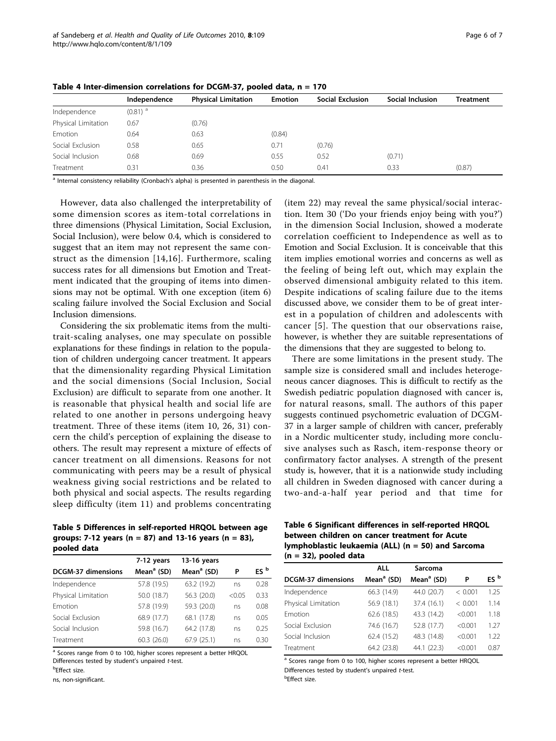**Table 4 Inter-dimension correlations for DCGM-37, pooled data, n = 170**

| | Independence | Physical Limitation | Emotion | Social Exclusion | Social Inclusion | Treatment |
|---|---|---|---|---|---|---|
| Independence | (0.81) [a] | | | | | |
| Physical Limitation | 0.67 | (0.76) | | | | |
| Emotion | 0.64 | 0.63 | (0.84) | | | |
| Social Exclusion | 0.58 | 0.65 | 0.71 | (0.76) | | |
| Social Inclusion | 0.68 | 0.69 | 0.55 | 0.52 | (0.71) | |
| Treatment | 0.31 | 0.36 | 0.50 | 0.41 | 0.33 | (0.87) |

[a] Internal consistency reliability (Cronbach's alpha) is presented in parenthesis in the diagonal.

However, data also challenged the interpretability of some dimension scores as item-total correlations in three dimensions (Physical Limitation, Social Exclusion, Social Inclusion), were below 0.4, which is considered to suggest that an item may not represent the same construct as the dimension [14,16]. Furthermore, scaling success rates for all dimensions but Emotion and Treatment indicated that the grouping of items into dimensions may not be optimal. With one exception (item 6) scaling failure involved the Social Exclusion and Social Inclusion dimensions.

Considering the six problematic items from the multitrait-scaling analyses, one may speculate on possible explanations for these findings in relation to the population of children undergoing cancer treatment. It appears that the dimensionality regarding Physical Limitation and the social dimensions (Social Inclusion, Social Exclusion) are difficult to separate from one another. It is reasonable that physical health and social life are related to one another in persons undergoing heavy treatment. Three of these items (item 10, 26, 31) concern the child's perception of explaining the disease to others. The result may represent a mixture of effects of cancer treatment on all dimensions. Reasons for not communicating with peers may be a result of physical weakness giving social restrictions and be related to both physical and social aspects. The results regarding sleep difficulty (item 11) and problems concentrating (item 22) may reveal the same physical/social interaction. Item 30 ('Do your friends enjoy being with you?') in the dimension Social Inclusion, showed a moderate correlation coefficient to Independence as well as to Emotion and Social Exclusion. It is conceivable that this item implies emotional worries and concerns as well as the feeling of being left out, which may explain the observed dimensional ambiguity related to this item. Despite indications of scaling failure due to the items discussed above, we consider them to be of great interest in a population of children and adolescents with cancer [5]. The question that our observations raise, however, is whether they are suitable representations of the dimensions that they are suggested to belong to.

There are some limitations in the present study. The sample size is considered small and includes heterogeneous cancer diagnoses. This is difficult to rectify as the Swedish pediatric population diagnosed with cancer is, for natural reasons, small. The authors of this paper suggests continued psychometric evaluation of DCGM-37 in a larger sample of children with cancer, preferably in a Nordic multicenter study, including more conclusive analyses such as Rasch, item-response theory or confirmatory factor analyses. A strength of the present study is, however, that it is a nationwide study including all children in Sweden diagnosed with cancer during a two-and-a-half year period and that time for

**Table 5 Differences in self-reported HRQOL between age groups: 7-12 years (n = 87) and 13-16 years (n = 83), pooled data**

| DCGM-37 dimensions | 7-12 years Mean[a] (SD) | 13-16 years Mean[a] (SD) | P | ES [b] |
|---|---|---|---|---|
| Independence | 57.8 (19.5) | 63.2 (19.2) | ns | 0.28 |
| Physical Limitation | 50.0 (18.7) | 56.3 (20.0) | <0.05 | 0.33 |
| Emotion | 57.8 (19.9) | 59.3 (20.0) | ns | 0.08 |
| Social Exclusion | 68.9 (17.7) | 68.1 (17.8) | ns | 0.05 |
| Social Inclusion | 59.8 (16.7) | 64.2 (17.8) | ns | 0.25 |
| Treatment | 60.3 (26.0) | 67.9 (25.1) | ns | 0.30 |

[a] Scores range from 0 to 100, higher scores represent a better HRQOL

Differences tested by student's unpaired *t*-test.

[b] Effect size.

ns, non-significant.

**Table 6 Significant differences in self-reported HRQOL between children on cancer treatment for Acute lymphoblastic leukaemia (ALL) (n = 50) and Sarcoma (n = 32), pooled data**

| DCGM-37 dimensions | ALL Mean[a] (SD) | Sarcoma Mean[a] (SD) | P | ES [b] |
|---|---|---|---|---|
| Independence | 66.3 (14.9) | 44.0 (20.7) | < 0.001 | 1.25 |
| Physical Limitation | 56.9 (18.1) | 37.4 (16.1) | < 0.001 | 1.14 |
| Emotion | 62.6 (18.5) | 43.3 (14.2) | <0.001 | 1.18 |
| Social Exclusion | 74.6 (16.7) | 52.8 (17.7) | <0.001 | 1.27 |
| Social Inclusion | 62.4 (15.2) | 48.3 (14.8) | <0.001 | 1.22 |
| Treatment | 64.2 (23.8) | 44.1 (22.3) | <0.001 | 0.87 |

[a] Scores range from 0 to 100, higher scores represent a better HRQOL

Differences tested by student's unpaired *t*-test.

[b] Effect size.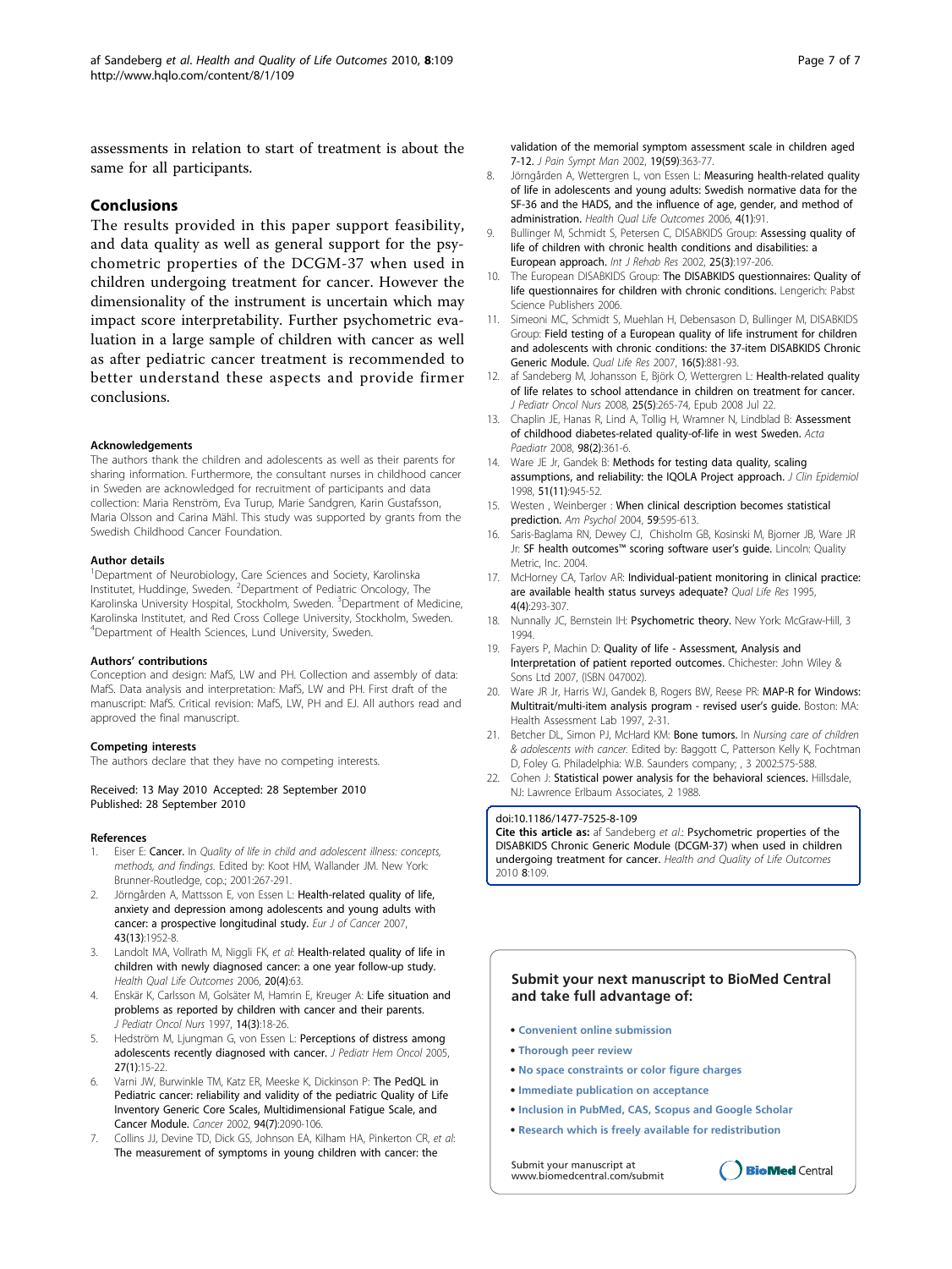assessments in relation to start of treatment is about the same for all participants.

## Conclusions

The results provided in this paper support feasibility, and data quality as well as general support for the psychometric properties of the DCGM-37 when used in children undergoing treatment for cancer. However the dimensionality of the instrument is uncertain which may impact score interpretability. Further psychometric evaluation in a large sample of children with cancer as well as after pediatric cancer treatment is recommended to better understand these aspects and provide firmer conclusions.

#### Acknowledgements

The authors thank the children and adolescents as well as their parents for sharing information. Furthermore, the consultant nurses in childhood cancer in Sweden are acknowledged for recruitment of participants and data collection: Maria Renström, Eva Turup, Marie Sandgren, Karin Gustafsson, Maria Olsson and Carina Mähl. This study was supported by grants from the Swedish Childhood Cancer Foundation.

#### Author details

[1]Department of Neurobiology, Care Sciences and Society, Karolinska Institutet, Huddinge, Sweden. [2]Department of Pediatric Oncology, The Karolinska University Hospital, Stockholm, Sweden. [3]Department of Medicine, Karolinska Institutet, and Red Cross College University, Stockholm, Sweden. [4]Department of Health Sciences, Lund University, Sweden.

#### Authors' contributions

Conception and design: MafS, LW and PH. Collection and assembly of data: MafS. Data analysis and interpretation: MafS, LW and PH. First draft of the manuscript: MafS. Critical revision: MafS, LW, PH and EJ. All authors read and approved the final manuscript.

#### Competing interests

The authors declare that they have no competing interests.

Received: 13 May 2010 Accepted: 28 September 2010
Published: 28 September 2010

#### References

1. Eiser E: **Cancer.** In *Quality of life in child and adolescent illness: concepts, methods, and findings.* Edited by: Koot HM, Wallander JM. New York: Brunner-Routledge, cop.; 2001:267-291.
2. Jörngården A, Mattsson E, von Essen L: **Health-related quality of life, anxiety and depression among adolescents and young adults with cancer: a prospective longitudinal study.** *Eur J of Cancer* 2007, **43(13)**:1952-8.
3. Landolt MA, Vollrath M, Niggli FK, *et al*: **Health-related quality of life in children with newly diagnosed cancer: a one year follow-up study.** *Health Qual Life Outcomes* 2006, **20(4)**:63.
4. Enskär K, Carlsson M, Golsäter M, Hamrin E, Kreuger A: **Life situation and problems as reported by children with cancer and their parents.** *J Pediatr Oncol Nurs* 1997, **14(3)**:18-26.
5. Hedström M, Ljungman G, von Essen L: **Perceptions of distress among adolescents recently diagnosed with cancer.** *J Pediatr Hem Oncol* 2005, **27(1)**:15-22.
6. Varni JW, Burwinkle TM, Katz ER, Meeske K, Dickinson P: **The PedQL in Pediatric cancer: reliability and validity of the pediatric Quality of Life Inventory Generic Core Scales, Multidimensional Fatigue Scale, and Cancer Module.** *Cancer* 2002, **94(7)**:2090-106.
7. Collins JJ, Devine TD, Dick GS, Johnson EA, Kilham HA, Pinkerton CR, *et al*: **The measurement of symptoms in young children with cancer: the validation of the memorial symptom assessment scale in children aged 7-12.** *J Pain Sympt Man* 2002, **19(59)**:363-77.
8. Jörngården A, Wettergren L, von Essen L: **Measuring health-related quality of life in adolescents and young adults: Swedish normative data for the SF-36 and the HADS, and the influence of age, gender, and method of administration.** *Health Qual Life Outcomes* 2006, **4(1)**:91.
9. Bullinger M, Schmidt S, Petersen C, DISABKIDS Group: **Assessing quality of life of children with chronic health conditions and disabilities: a European approach.** *Int J Rehab Res* 2002, **25(3)**:197-206.
10. The European DISABKIDS Group: **The DISABKIDS questionnaires: Quality of life questionnaires for children with chronic conditions.** Lengerich: Pabst Science Publishers 2006.
11. Simeoni MC, Schmidt S, Muehlan H, Debensason D, Bullinger M, DISABKIDS Group: **Field testing of a European quality of life instrument for children and adolescents with chronic conditions: the 37-item DISABKIDS Chronic Generic Module.** *Qual Life Res* 2007, **16(5)**:881-93.
12. af Sandeberg M, Johansson E, Björk O, Wettergren L: **Health-related quality of life relates to school attendance in children on treatment for cancer.** *J Pediatr Oncol Nurs* 2008, **25(5)**:265-74, Epub 2008 Jul 22.
13. Chaplin JE, Hanas R, Lind A, Tollig H, Wramner N, Lindblad B: **Assessment of childhood diabetes-related quality-of-life in west Sweden.** *Acta Paediatr* 2008, **98(2)**:361-6.
14. Ware JE Jr, Gandek B: **Methods for testing data quality, scaling assumptions, and reliability: the IQOLA Project approach.** *J Clin Epidemiol* 1998, **51(11)**:945-52.
15. Westen , Weinberger : **When clinical description becomes statistical prediction.** *Am Psychol* 2004, **59**:595-613.
16. Saris-Baglama RN, Dewey CJ, Chisholm GB, Kosinski M, Bjorner JB, Ware JR Jr: **SF health outcomes™ scoring software user's guide.** Lincoln: Quality Metric, Inc. 2004.
17. McHorney CA, Tarlov AR: **Individual-patient monitoring in clinical practice: are available health status surveys adequate?** *Qual Life Res* 1995, **4(4)**:293-307.
18. Nunnally JC, Bernstein IH: **Psychometric theory.** New York: McGraw-Hill, 3 1994.
19. Fayers P, Machin D: **Quality of life - Assessment, Analysis and Interpretation of patient reported outcomes.** Chichester: John Wiley & Sons Ltd 2007, (ISBN 047002).
20. Ware JR Jr, Harris WJ, Gandek B, Rogers BW, Reese PR: **MAP-R for Windows: Multitrait/multi-item analysis program - revised user's guide.** Boston: MA: Health Assessment Lab 1997, 2-31.
21. Betcher DL, Simon PJ, McHard KM: **Bone tumors.** In *Nursing care of children & adolescents with cancer.* Edited by: Baggott C, Patterson Kelly K, Fochtman D, Foley G. Philadelphia: W.B. Saunders company; , 3 2002:575-588.
22. Cohen J: **Statistical power analysis for the behavioral sciences.** Hillsdale, NJ: Lawrence Erlbaum Associates, 2 1988.

doi:10.1186/1477-7525-8-109

**Cite this article as:** af Sandeberg *et al.*: Psychometric properties of the DISABKIDS Chronic Generic Module (DCGM-37) when used in children undergoing treatment for cancer. *Health and Quality of Life Outcomes* 2010 **8**:109.